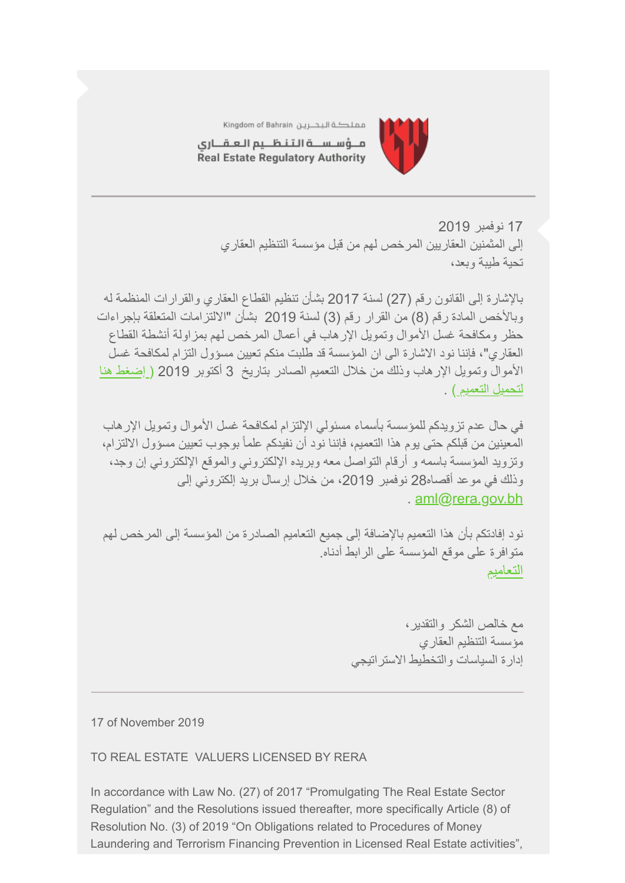Kingdom of Bahrain مملكة البحرين
مؤسسة التنظيم العقاري
Real Estate Regulatory Authority

---

17 نوفمبر 2019
إلى المثمنين العقاريين المرخص لهم من قبل مؤسسة التنظيم العقاري
تحية طيبة وبعد،

بالإشارة إلى القانون رقم (27) لسنة 2017 بشأن تنظيم القطاع العقاري والقرارات المنظمة له وبالأخص المادة رقم (8) من القرار رقم (3) لسنة 2019 بشأن "الالتزامات المتعلقة بإجراءات حظر ومكافحة غسل الأموال وتمويل الإرهاب في أعمال المرخص لهم بمزاولة أنشطة القطاع العقاري"، فإننا نود الاشارة الى ان المؤسسة قد طلبت منكم تعيين مسؤول التزام لمكافحة غسل الأموال وتمويل الإرهاب وذلك من خلال التعميم الصادر بتاريخ 3 أكتوبر 2019 (إضغط هنا لتحميل التعميم) .

في حال عدم تزويدكم للمؤسسة بأسماء مسئولي الإلتزام لمكافحة غسل الأموال وتمويل الإرهاب المعينين من قبلكم حتى يوم هذا التعميم، فإننا نود أن نفيدكم علماً بوجوب تعيين مسؤول الالتزام، وتزويد المؤسسة باسمه و أرقام التواصل معه وبريده الإلكتروني والموقع الإلكتروني إن وجد، وذلك في موعد أقصاه28 نوفمبر 2019، من خلال إرسال بريد إلكتروني إلى aml@rera.gov.bh .

نود إفادتكم بأن هذا التعميم بالإضافة إلى جميع التعاميم الصادرة من المؤسسة إلى المرخص لهم متوافرة على موقع المؤسسة على الرابط أدناه.
التعاميم

مع خالص الشكر والتقدير،
مؤسسة التنظيم العقاري
إدارة السياسات والتخطيط الاستراتيجي

---

17 of November 2019

TO REAL ESTATE VALUERS LICENSED BY RERA

In accordance with Law No. (27) of 2017 “Promulgating The Real Estate Sector Regulation” and the Resolutions issued thereafter, more specifically Article (8) of Resolution No. (3) of 2019 “On Obligations related to Procedures of Money Laundering and Terrorism Financing Prevention in Licensed Real Estate activities”,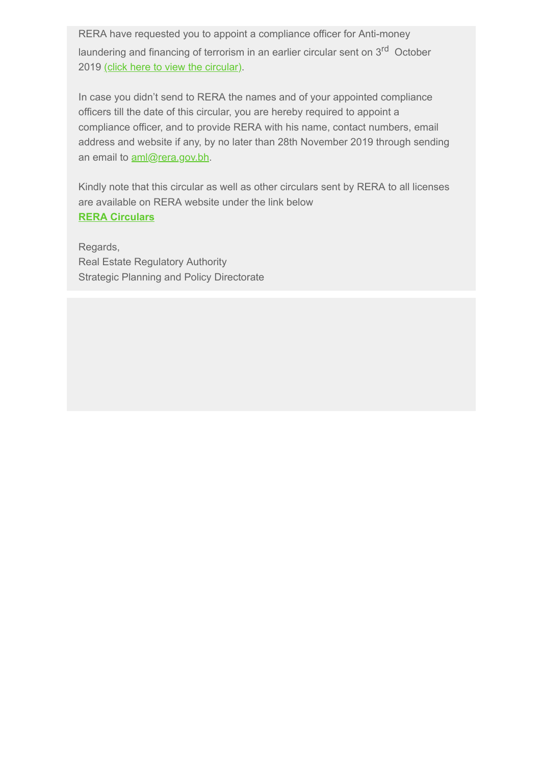RERA have requested you to appoint a compliance officer for Anti-money laundering and financing of terrorism in an earlier circular sent on 3rd October 2019 (click here to view the circular).

In case you didn't send to RERA the names and of your appointed compliance officers till the date of this circular, you are hereby required to appoint a compliance officer, and to provide RERA with his name, contact numbers, email address and website if any, by no later than 28th November 2019 through sending an email to aml@rera.gov.bh.

Kindly note that this circular as well as other circulars sent by RERA to all licenses are available on RERA website under the link below
**RERA Circulars**

Regards,
Real Estate Regulatory Authority
Strategic Planning and Policy Directorate